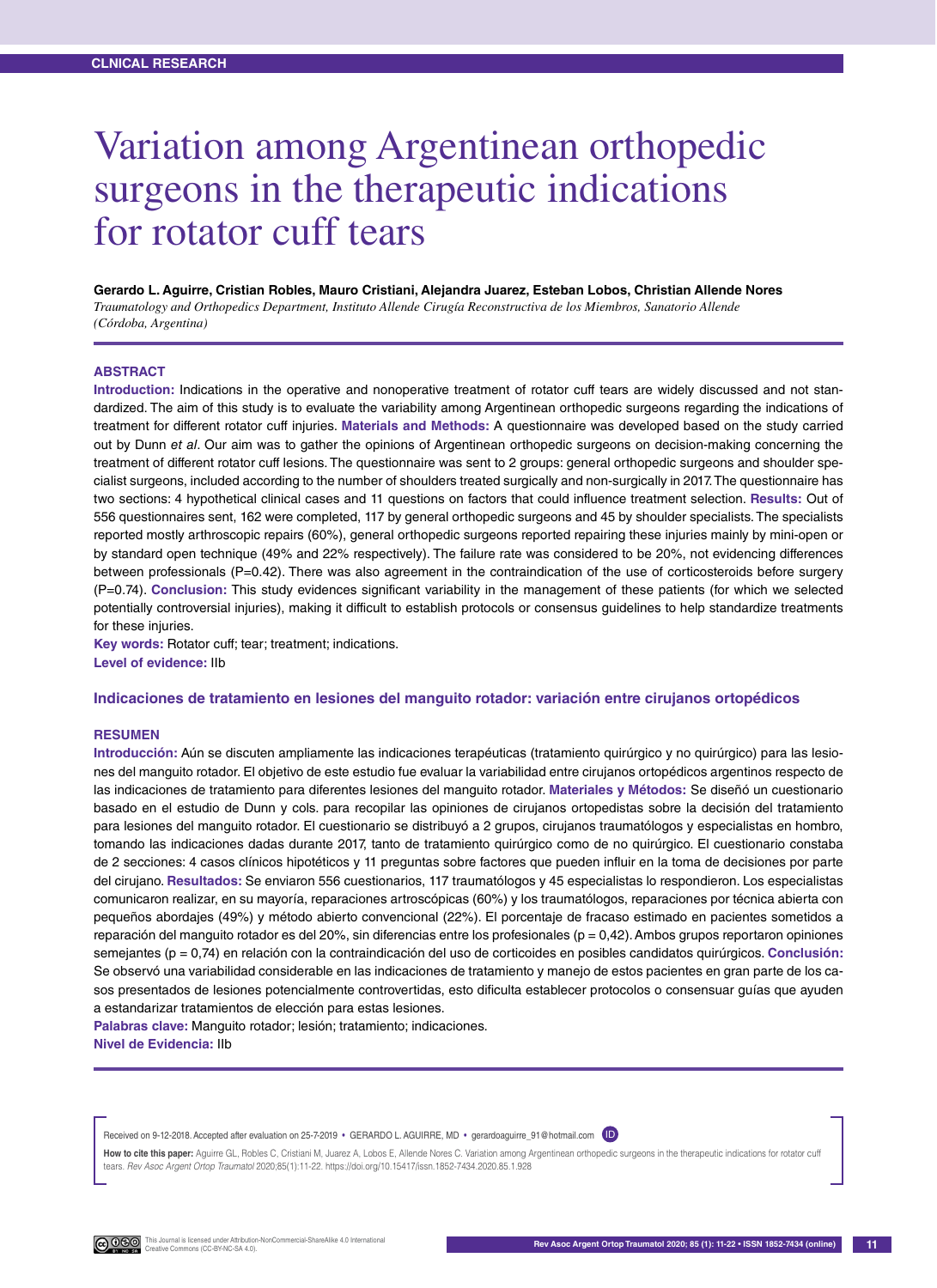CLNICAL RESEARCH

# Variation among Argentinean orthopedic surgeons in the therapeutic indications for rotator cuff tears

**Gerardo L. Aguirre, Cristian Robles, Mauro Cristiani, Alejandra Juarez, Esteban Lobos, Christian Allende Nores**

*Traumatology and Orthopedics Department, Instituto Allende Cirugía Reconstructiva de los Miembros, Sanatorio Allende (Córdoba, Argentina)*

## ABSTRACT

**Introduction:** Indications in the operative and nonoperative treatment of rotator cuff tears are widely discussed and not standardized. The aim of this study is to evaluate the variability among Argentinean orthopedic surgeons regarding the indications of treatment for different rotator cuff injuries. **Materials and Methods:** A questionnaire was developed based on the study carried out by Dunn *et al*. Our aim was to gather the opinions of Argentinean orthopedic surgeons on decision-making concerning the treatment of different rotator cuff lesions. The questionnaire was sent to 2 groups: general orthopedic surgeons and shoulder specialist surgeons, included according to the number of shoulders treated surgically and non-surgically in 2017. The questionnaire has two sections: 4 hypothetical clinical cases and 11 questions on factors that could influence treatment selection. **Results:** Out of 556 questionnaires sent, 162 were completed, 117 by general orthopedic surgeons and 45 by shoulder specialists. The specialists reported mostly arthroscopic repairs (60%), general orthopedic surgeons reported repairing these injuries mainly by mini-open or by standard open technique (49% and 22% respectively). The failure rate was considered to be 20%, not evidencing differences between professionals (P=0.42). There was also agreement in the contraindication of the use of corticosteroids before surgery (P=0.74). **Conclusion:** This study evidences significant variability in the management of these patients (for which we selected potentially controversial injuries), making it difficult to establish protocols or consensus guidelines to help standardize treatments for these injuries.

**Key words:** Rotator cuff; tear; treatment; indications.

**Level of evidence:** IIb

## Indicaciones de tratamiento en lesiones del manguito rotador: variación entre cirujanos ortopédicos

## RESUMEN

**Introducción:** Aún se discuten ampliamente las indicaciones terapéuticas (tratamiento quirúrgico y no quirúrgico) para las lesiones del manguito rotador. El objetivo de este estudio fue evaluar la variabilidad entre cirujanos ortopédicos argentinos respecto de las indicaciones de tratamiento para diferentes lesiones del manguito rotador. **Materiales y Métodos:** Se diseñó un cuestionario basado en el estudio de Dunn y cols. para recopilar las opiniones de cirujanos ortopedistas sobre la decisión del tratamiento para lesiones del manguito rotador. El cuestionario se distribuyó a 2 grupos, cirujanos traumatólogos y especialistas en hombro, tomando las indicaciones dadas durante 2017, tanto de tratamiento quirúrgico como de no quirúrgico. El cuestionario constaba de 2 secciones: 4 casos clínicos hipotéticos y 11 preguntas sobre factores que pueden influir en la toma de decisiones por parte del cirujano. **Resultados:** Se enviaron 556 cuestionarios, 117 traumatólogos y 45 especialistas lo respondieron. Los especialistas comunicaron realizar, en su mayoría, reparaciones artroscópicas (60%) y los traumatólogos, reparaciones por técnica abierta con pequeños abordajes (49%) y método abierto convencional (22%). El porcentaje de fracaso estimado en pacientes sometidos a reparación del manguito rotador es del 20%, sin diferencias entre los profesionales (p = 0,42). Ambos grupos reportaron opiniones semejantes (p = 0,74) en relación con la contraindicación del uso de corticoides en posibles candidatos quirúrgicos. **Conclusión:** Se observó una variabilidad considerable en las indicaciones de tratamiento y manejo de estos pacientes en gran parte de los casos presentados de lesiones potencialmente controvertidas, esto dificulta establecer protocolos o consensuar guías que ayuden a estandarizar tratamientos de elección para estas lesiones.

**Palabras clave:** Manguito rotador; lesión; tratamiento; indicaciones.

**Nivel de Evidencia:** IIb

Received on 9-12-2018. Accepted after evaluation on 25-7-2019 • GERARDO L. AGUIRRE, MD • gerardoaguirre_91@hotmail.com

**How to cite this paper:** Aguirre GL, Robles C, Cristiani M, Juarez A, Lobos E, Allende Nores C. Variation among Argentinean orthopedic surgeons in the therapeutic indications for rotator cuff tears. *Rev Asoc Argent Ortop Traumatol* 2020;85(1):11-22. https://doi.org/10.15417/issn.1852-7434.2020.85.1.928

This Journal is licensed under Attribution-NonCommercial-ShareAlike 4.0 International Creative Commons (CC-BY-NC-SA 4.0).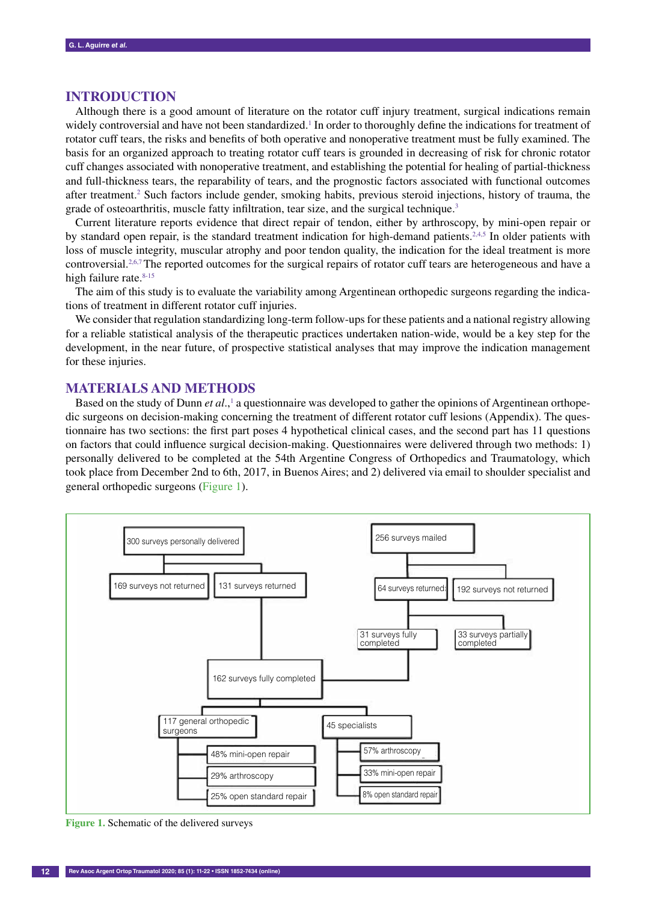## INTRODUCTION

Although there is a good amount of literature on the rotator cuff injury treatment, surgical indications remain widely controversial and have not been standardized.[1] In order to thoroughly define the indications for treatment of rotator cuff tears, the risks and benefits of both operative and nonoperative treatment must be fully examined. The basis for an organized approach to treating rotator cuff tears is grounded in decreasing of risk for chronic rotator cuff changes associated with nonoperative treatment, and establishing the potential for healing of partial-thickness and full-thickness tears, the reparability of tears, and the prognostic factors associated with functional outcomes after treatment.[2] Such factors include gender, smoking habits, previous steroid injections, history of trauma, the grade of osteoarthritis, muscle fatty infiltration, tear size, and the surgical technique.[3]

Current literature reports evidence that direct repair of tendon, either by arthroscopy, by mini-open repair or by standard open repair, is the standard treatment indication for high-demand patients.[2,4,5] In older patients with loss of muscle integrity, muscular atrophy and poor tendon quality, the indication for the ideal treatment is more controversial.[2,6,7] The reported outcomes for the surgical repairs of rotator cuff tears are heterogeneous and have a high failure rate.[8-15]

The aim of this study is to evaluate the variability among Argentinean orthopedic surgeons regarding the indications of treatment in different rotator cuff injuries.

We consider that regulation standardizing long-term follow-ups for these patients and a national registry allowing for a reliable statistical analysis of the therapeutic practices undertaken nation-wide, would be a key step for the development, in the near future, of prospective statistical analyses that may improve the indication management for these injuries.

## MATERIALS AND METHODS

Based on the study of Dunn *et al.*,[1] a questionnaire was developed to gather the opinions of Argentinean orthopedic surgeons on decision-making concerning the treatment of different rotator cuff lesions (Appendix). The questionnaire has two sections: the first part poses 4 hypothetical clinical cases, and the second part has 11 questions on factors that could influence surgical decision-making. Questionnaires were delivered through two methods: 1) personally delivered to be completed at the 54th Argentine Congress of Orthopedics and Traumatology, which took place from December 2nd to 6th, 2017, in Buenos Aires; and 2) delivered via email to shoulder specialist and general orthopedic surgeons (Figure 1).

- 300 surveys personally delivered
  - 169 surveys not returned
  - 131 surveys returned
- 256 surveys mailed
  - 64 surveys returned
    - 31 surveys fully completed
    - 33 surveys partially completed
  - 192 surveys not returned
- 162 surveys fully completed
  - 117 general orthopedic surgeons
    - 48% mini-open repair
    - 29% arthroscopy
    - 25% open standard repair
  - 45 specialists
    - 57% arthroscopy
    - 33% mini-open repair
    - 8% open standard repair

Figure 1. Schematic of the delivered surveys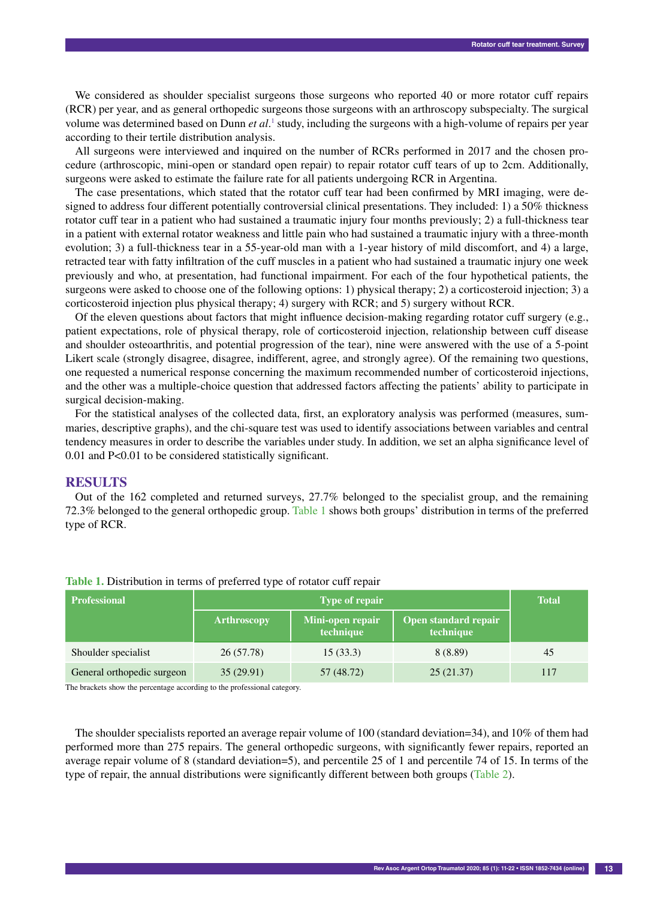We considered as shoulder specialist surgeons those surgeons who reported 40 or more rotator cuff repairs (RCR) per year, and as general orthopedic surgeons those surgeons with an arthroscopy subspecialty. The surgical volume was determined based on Dunn *et al*.[1] study, including the surgeons with a high-volume of repairs per year according to their tertile distribution analysis.

All surgeons were interviewed and inquired on the number of RCRs performed in 2017 and the chosen procedure (arthroscopic, mini-open or standard open repair) to repair rotator cuff tears of up to 2cm. Additionally, surgeons were asked to estimate the failure rate for all patients undergoing RCR in Argentina.

The case presentations, which stated that the rotator cuff tear had been confirmed by MRI imaging, were designed to address four different potentially controversial clinical presentations. They included: 1) a 50% thickness rotator cuff tear in a patient who had sustained a traumatic injury four months previously; 2) a full-thickness tear in a patient with external rotator weakness and little pain who had sustained a traumatic injury with a three-month evolution; 3) a full-thickness tear in a 55-year-old man with a 1-year history of mild discomfort, and 4) a large, retracted tear with fatty infiltration of the cuff muscles in a patient who had sustained a traumatic injury one week previously and who, at presentation, had functional impairment. For each of the four hypothetical patients, the surgeons were asked to choose one of the following options: 1) physical therapy; 2) a corticosteroid injection; 3) a corticosteroid injection plus physical therapy; 4) surgery with RCR; and 5) surgery without RCR.

Of the eleven questions about factors that might influence decision-making regarding rotator cuff surgery (e.g., patient expectations, role of physical therapy, role of corticosteroid injection, relationship between cuff disease and shoulder osteoarthritis, and potential progression of the tear), nine were answered with the use of a 5-point Likert scale (strongly disagree, disagree, indifferent, agree, and strongly agree). Of the remaining two questions, one requested a numerical response concerning the maximum recommended number of corticosteroid injections, and the other was a multiple-choice question that addressed factors affecting the patients' ability to participate in surgical decision-making.

For the statistical analyses of the collected data, first, an exploratory analysis was performed (measures, summaries, descriptive graphs), and the chi-square test was used to identify associations between variables and central tendency measures in order to describe the variables under study. In addition, we set an alpha significance level of 0.01 and $P<0.01$ to be considered statistically significant.

## RESULTS

Out of the 162 completed and returned surveys, 27.7% belonged to the specialist group, and the remaining 72.3% belonged to the general orthopedic group. Table 1 shows both groups' distribution in terms of the preferred type of RCR.

**Table 1.** Distribution in terms of preferred type of rotator cuff repair

| Professional | Type of repair | | | Total |
|---|---|---|---|---|
| | Arthroscopy | Mini-open repair technique | Open standard repair technique | |
| Shoulder specialist | 26 (57.78) | 15 (33.3) | 8 (8.89) | 45 |
| General orthopedic surgeon | 35 (29.91) | 57 (48.72) | 25 (21.37) | 117 |

The brackets show the percentage according to the professional category.

The shoulder specialists reported an average repair volume of 100 (standard deviation=34), and 10% of them had performed more than 275 repairs. The general orthopedic surgeons, with significantly fewer repairs, reported an average repair volume of 8 (standard deviation=5), and percentile 25 of 1 and percentile 74 of 15. In terms of the type of repair, the annual distributions were significantly different between both groups (Table 2).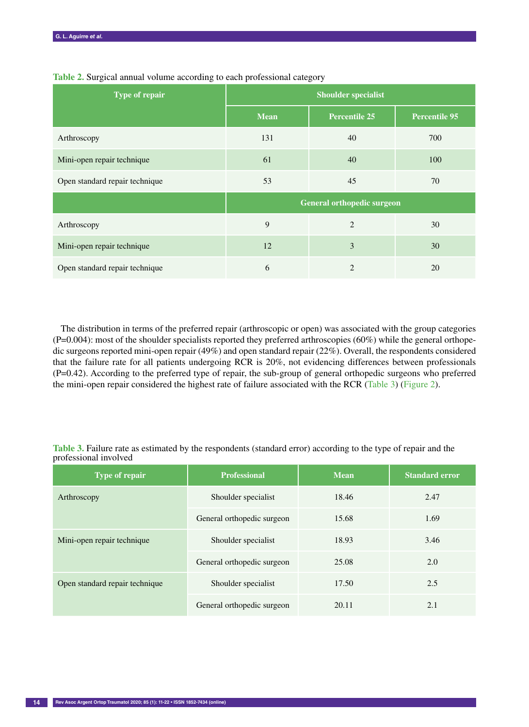**Table 2.** Surgical annual volume according to each professional category

| Type of repair | Shoulder specialist | | |
|---|---|---|---|
| | Mean | Percentile 25 | Percentile 95 |
| Arthroscopy | 131 | 40 | 700 |
| Mini-open repair technique | 61 | 40 | 100 |
| Open standard repair technique | 53 | 45 | 70 |
| | General orthopedic surgeon | | |
| Arthroscopy | 9 | 2 | 30 |
| Mini-open repair technique | 12 | 3 | 30 |
| Open standard repair technique | 6 | 2 | 20 |

The distribution in terms of the preferred repair (arthroscopic or open) was associated with the group categories (P=0.004): most of the shoulder specialists reported they preferred arthroscopies (60%) while the general orthopedic surgeons reported mini-open repair (49%) and open standard repair (22%). Overall, the respondents considered that the failure rate for all patients undergoing RCR is 20%, not evidencing differences between professionals (P=0.42). According to the preferred type of repair, the sub-group of general orthopedic surgeons who preferred the mini-open repair considered the highest rate of failure associated with the RCR (Table 3) (Figure 2).

**Table 3.** Failure rate as estimated by the respondents (standard error) according to the type of repair and the professional involved

| Type of repair | Professional | Mean | Standard error |
|---|---|---|---|
| Arthroscopy | Shoulder specialist | 18.46 | 2.47 |
| | General orthopedic surgeon | 15.68 | 1.69 |
| Mini-open repair technique | Shoulder specialist | 18.93 | 3.46 |
| | General orthopedic surgeon | 25.08 | 2.0 |
| Open standard repair technique | Shoulder specialist | 17.50 | 2.5 |
| | General orthopedic surgeon | 20.11 | 2.1 |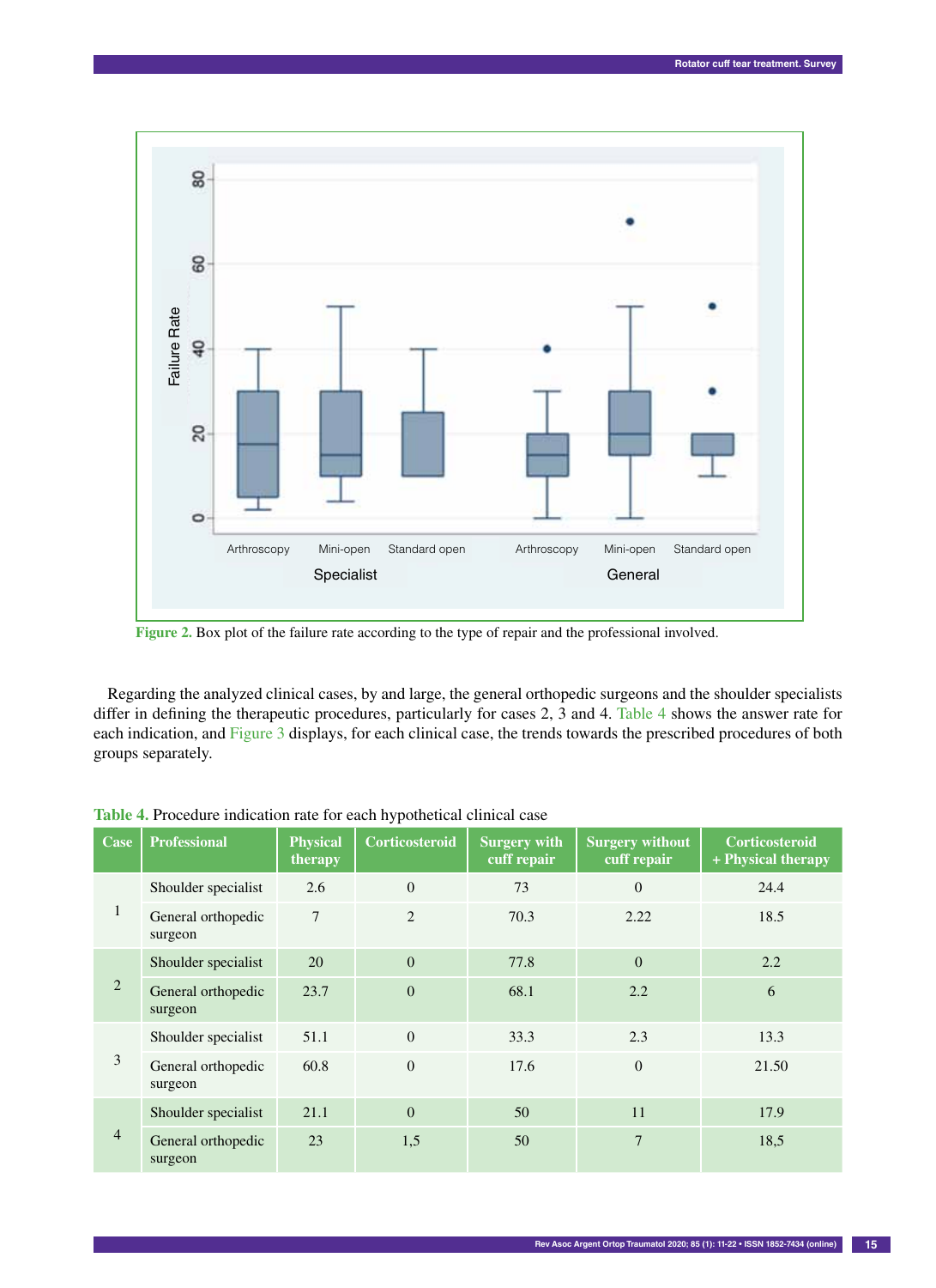Figure 2. Box plot of the failure rate according to the type of repair and the professional involved.

Regarding the analyzed clinical cases, by and large, the general orthopedic surgeons and the shoulder specialists differ in defining the therapeutic procedures, particularly for cases 2, 3 and 4. Table 4 shows the answer rate for each indication, and Figure 3 displays, for each clinical case, the trends towards the prescribed procedures of both groups separately.

**Table 4.** Procedure indication rate for each hypothetical clinical case

| Case | Professional | Physical therapy | Corticosteroid | Surgery with cuff repair | Surgery without cuff repair | Corticosteroid + Physical therapy |
|---|---|---|---|---|---|---|
| 1 | Shoulder specialist | 2.6 | 0 | 73 | 0 | 24.4 |
| | General orthopedic surgeon | 7 | 2 | 70.3 | 2.22 | 18.5 |
| 2 | Shoulder specialist | 20 | 0 | 77.8 | 0 | 2.2 |
| | General orthopedic surgeon | 23.7 | 0 | 68.1 | 2.2 | 6 |
| 3 | Shoulder specialist | 51.1 | 0 | 33.3 | 2.3 | 13.3 |
| | General orthopedic surgeon | 60.8 | 0 | 17.6 | 0 | 21.50 |
| 4 | Shoulder specialist | 21.1 | 0 | 50 | 11 | 17.9 |
| | General orthopedic surgeon | 23 | 1,5 | 50 | 7 | 18,5 |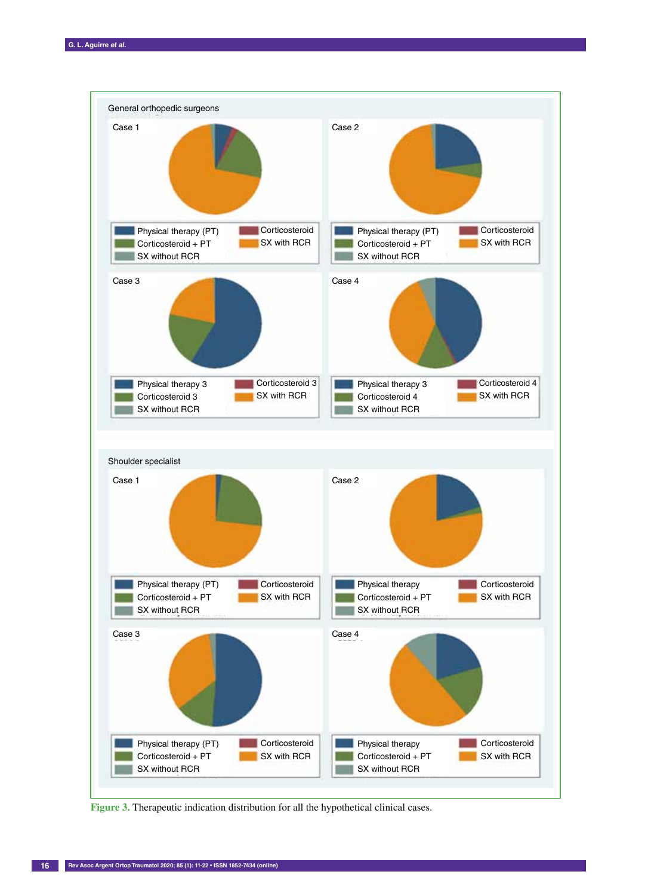General orthopedic surgeons

Case 1

Physical therapy (PT) | Corticosteroid | Corticosteroid + PT | SX with RCR | SX without RCR

Case 2

Physical therapy (PT) | Corticosteroid | Corticosteroid + PT | SX with RCR | SX without RCR

Case 3

Physical therapy 3 | Corticosteroid 3 | Corticosteroid 3 | SX with RCR | SX without RCR

Case 4

Physical therapy 3 | Corticosteroid 4 | Corticosteroid 4 | SX with RCR | SX without RCR

Shoulder specialist

Case 1

Physical therapy (PT) | Corticosteroid | Corticosteroid + PT | SX with RCR | SX without RCR

Case 2

Physical therapy | Corticosteroid | Corticosteroid + PT | SX with RCR | SX without RCR

Case 3

Physical therapy (PT) | Corticosteroid | Corticosteroid + PT | SX with RCR | SX without RCR

Case 4

Physical therapy | Corticosteroid | Corticosteroid + PT | SX with RCR | SX without RCR

**Figure 3.** Therapeutic indication distribution for all the hypothetical clinical cases.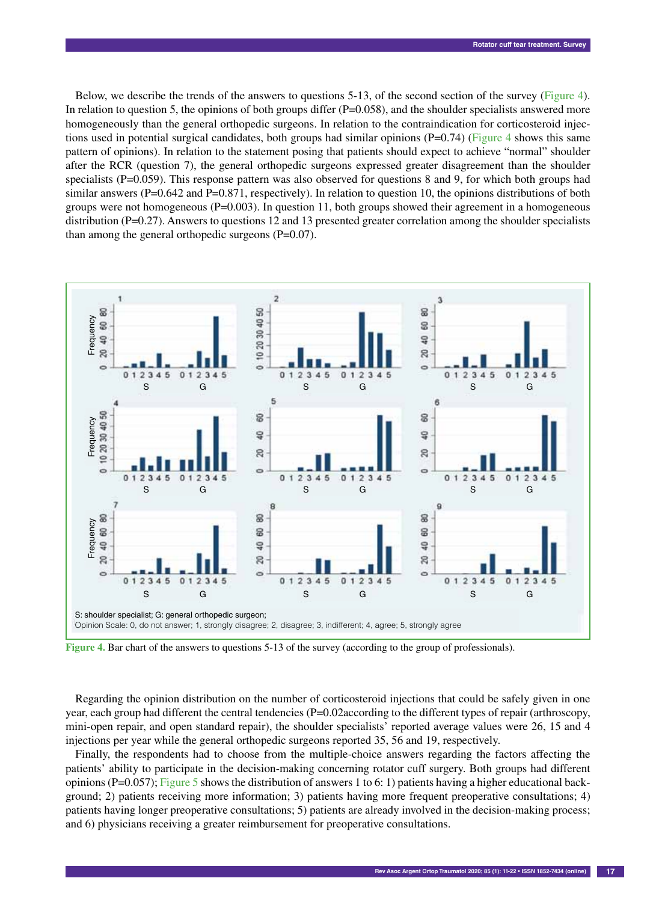Below, we describe the trends of the answers to questions 5-13, of the second section of the survey (Figure 4). In relation to question 5, the opinions of both groups differ (P=0.058), and the shoulder specialists answered more homogeneously than the general orthopedic surgeons. In relation to the contraindication for corticosteroid injections used in potential surgical candidates, both groups had similar opinions (P=0.74) (Figure 4 shows this same pattern of opinions). In relation to the statement posing that patients should expect to achieve "normal" shoulder after the RCR (question 7), the general orthopedic surgeons expressed greater disagreement than the shoulder specialists (P=0.059). This response pattern was also observed for questions 8 and 9, for which both groups had similar answers (P=0.642 and P=0.871, respectively). In relation to question 10, the opinions distributions of both groups were not homogeneous (P=0.003). In question 11, both groups showed their agreement in a homogeneous distribution (P=0.27). Answers to questions 12 and 13 presented greater correlation among the shoulder specialists than among the general orthopedic surgeons (P=0.07).

S: shoulder specialist; G: general orthopedic surgeon;
Opinion Scale: 0, do not answer; 1, strongly disagree; 2, disagree; 3, indifferent; 4, agree; 5, strongly agree

**Figure 4.** Bar chart of the answers to questions 5-13 of the survey (according to the group of professionals).

Regarding the opinion distribution on the number of corticosteroid injections that could be safely given in one year, each group had different the central tendencies (P=0.02according to the different types of repair (arthroscopy, mini-open repair, and open standard repair), the shoulder specialists' reported average values were 26, 15 and 4 injections per year while the general orthopedic surgeons reported 35, 56 and 19, respectively.

Finally, the respondents had to choose from the multiple-choice answers regarding the factors affecting the patients' ability to participate in the decision-making concerning rotator cuff surgery. Both groups had different opinions (P=0.057); Figure 5 shows the distribution of answers 1 to 6: 1) patients having a higher educational background; 2) patients receiving more information; 3) patients having more frequent preoperative consultations; 4) patients having longer preoperative consultations; 5) patients are already involved in the decision-making process; and 6) physicians receiving a greater reimbursement for preoperative consultations.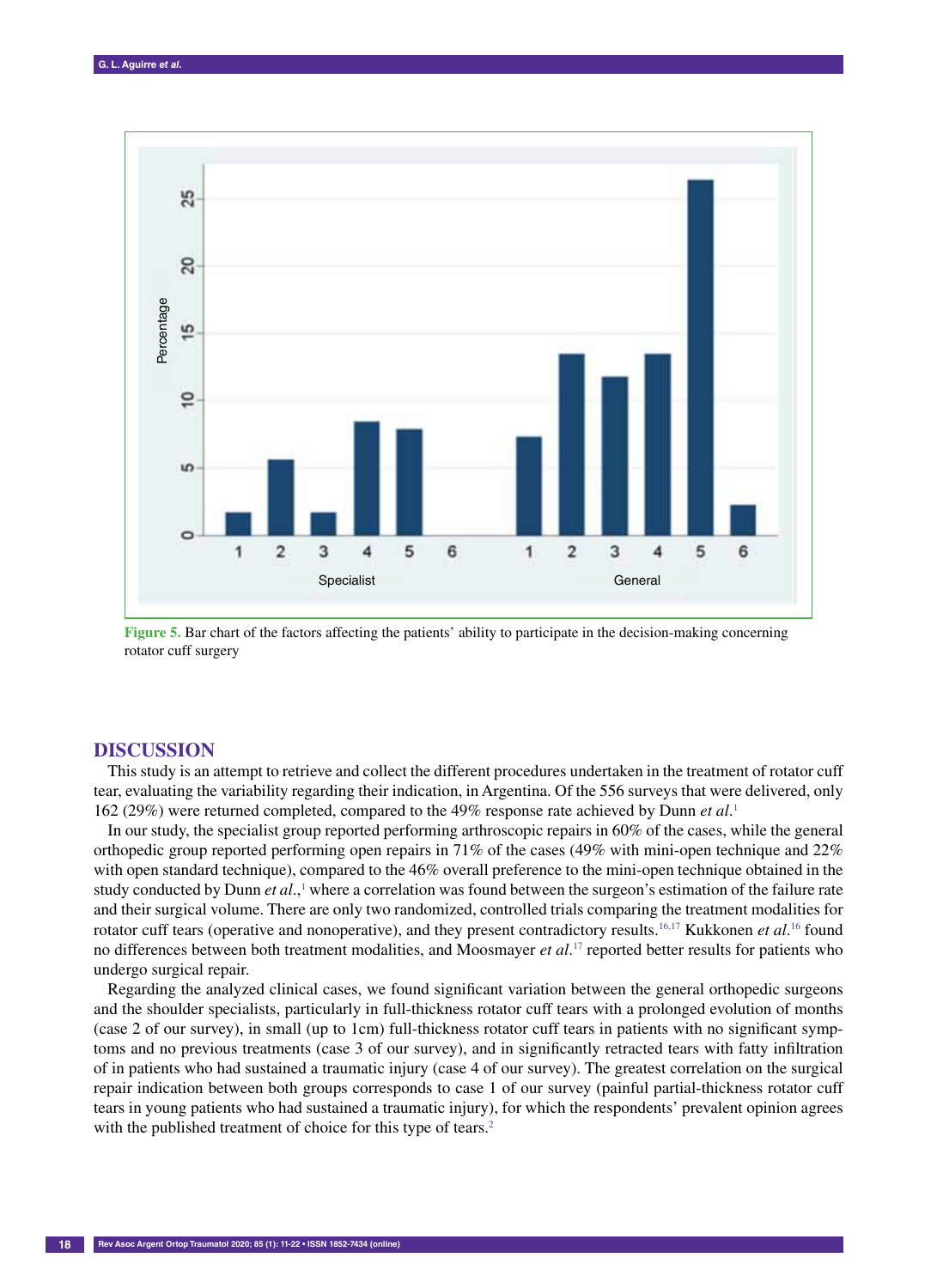Figure 5. Bar chart of the factors affecting the patients' ability to participate in the decision-making concerning rotator cuff surgery

## DISCUSSION

This study is an attempt to retrieve and collect the different procedures undertaken in the treatment of rotator cuff tear, evaluating the variability regarding their indication, in Argentina. Of the 556 surveys that were delivered, only 162 (29%) were returned completed, compared to the 49% response rate achieved by Dunn *et al.*[1]

In our study, the specialist group reported performing arthroscopic repairs in 60% of the cases, while the general orthopedic group reported performing open repairs in 71% of the cases (49% with mini-open technique and 22% with open standard technique), compared to the 46% overall preference to the mini-open technique obtained in the study conducted by Dunn *et al.*,[1] where a correlation was found between the surgeon's estimation of the failure rate and their surgical volume. There are only two randomized, controlled trials comparing the treatment modalities for rotator cuff tears (operative and nonoperative), and they present contradictory results.[16,17] Kukkonen *et al.*[16] found no differences between both treatment modalities, and Moosmayer *et al.*[17] reported better results for patients who undergo surgical repair.

Regarding the analyzed clinical cases, we found significant variation between the general orthopedic surgeons and the shoulder specialists, particularly in full-thickness rotator cuff tears with a prolonged evolution of months (case 2 of our survey), in small (up to 1cm) full-thickness rotator cuff tears in patients with no significant symptoms and no previous treatments (case 3 of our survey), and in significantly retracted tears with fatty infiltration of in patients who had sustained a traumatic injury (case 4 of our survey). The greatest correlation on the surgical repair indication between both groups corresponds to case 1 of our survey (painful partial-thickness rotator cuff tears in young patients who had sustained a traumatic injury), for which the respondents' prevalent opinion agrees with the published treatment of choice for this type of tears.[2]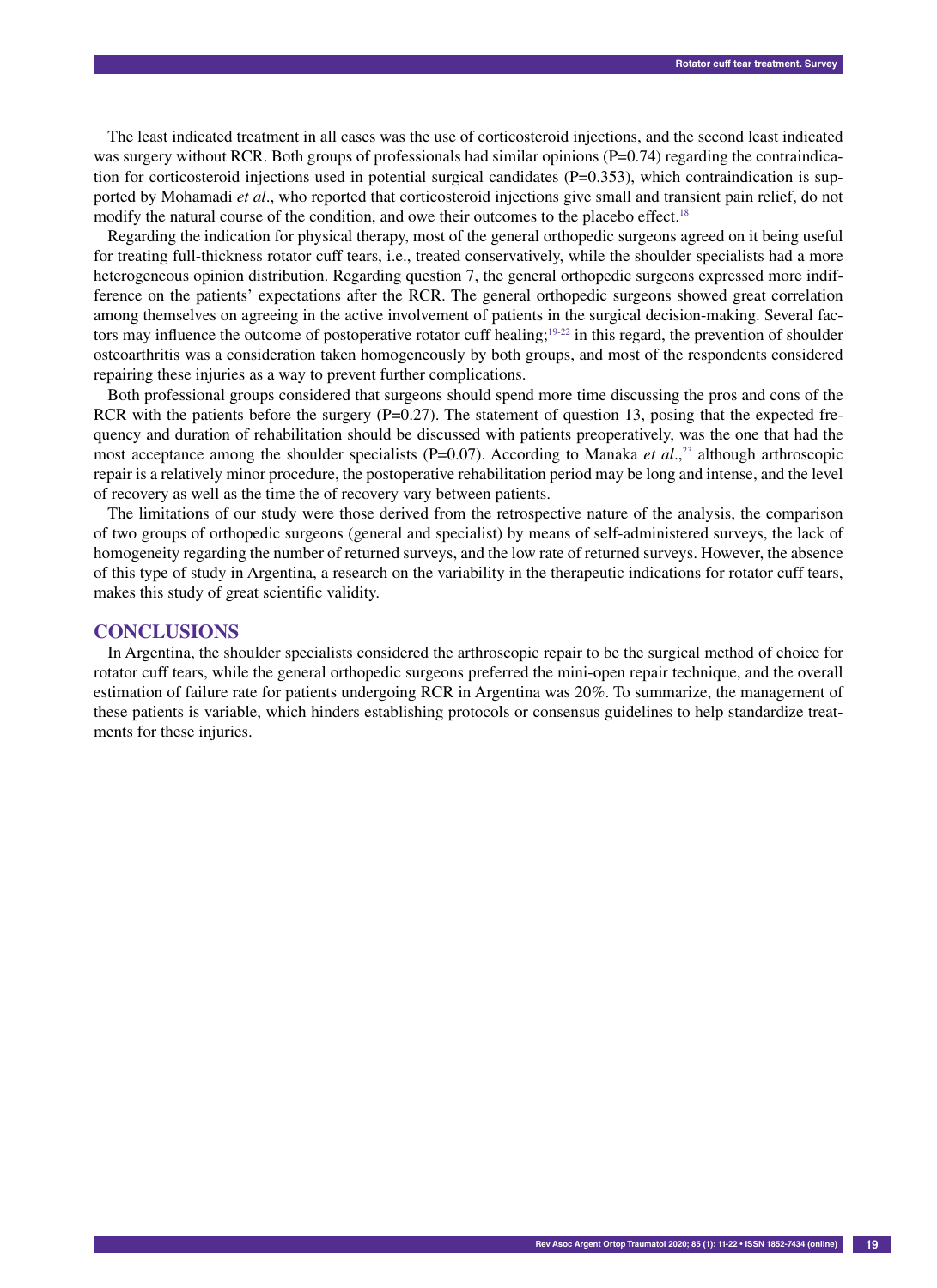The least indicated treatment in all cases was the use of corticosteroid injections, and the second least indicated was surgery without RCR. Both groups of professionals had similar opinions (P=0.74) regarding the contraindication for corticosteroid injections used in potential surgical candidates (P=0.353), which contraindication is supported by Mohamadi *et al*., who reported that corticosteroid injections give small and transient pain relief, do not modify the natural course of the condition, and owe their outcomes to the placebo effect.[18]

Regarding the indication for physical therapy, most of the general orthopedic surgeons agreed on it being useful for treating full-thickness rotator cuff tears, i.e., treated conservatively, while the shoulder specialists had a more heterogeneous opinion distribution. Regarding question 7, the general orthopedic surgeons expressed more indifference on the patients' expectations after the RCR. The general orthopedic surgeons showed great correlation among themselves on agreeing in the active involvement of patients in the surgical decision-making. Several factors may influence the outcome of postoperative rotator cuff healing;[19-22] in this regard, the prevention of shoulder osteoarthritis was a consideration taken homogeneously by both groups, and most of the respondents considered repairing these injuries as a way to prevent further complications.

Both professional groups considered that surgeons should spend more time discussing the pros and cons of the RCR with the patients before the surgery (P=0.27). The statement of question 13, posing that the expected frequency and duration of rehabilitation should be discussed with patients preoperatively, was the one that had the most acceptance among the shoulder specialists (P=0.07). According to Manaka *et al*.,[23] although arthroscopic repair is a relatively minor procedure, the postoperative rehabilitation period may be long and intense, and the level of recovery as well as the time the of recovery vary between patients.

The limitations of our study were those derived from the retrospective nature of the analysis, the comparison of two groups of orthopedic surgeons (general and specialist) by means of self-administered surveys, the lack of homogeneity regarding the number of returned surveys, and the low rate of returned surveys. However, the absence of this type of study in Argentina, a research on the variability in the therapeutic indications for rotator cuff tears, makes this study of great scientific validity.

## CONCLUSIONS

In Argentina, the shoulder specialists considered the arthroscopic repair to be the surgical method of choice for rotator cuff tears, while the general orthopedic surgeons preferred the mini-open repair technique, and the overall estimation of failure rate for patients undergoing RCR in Argentina was 20%. To summarize, the management of these patients is variable, which hinders establishing protocols or consensus guidelines to help standardize treatments for these injuries.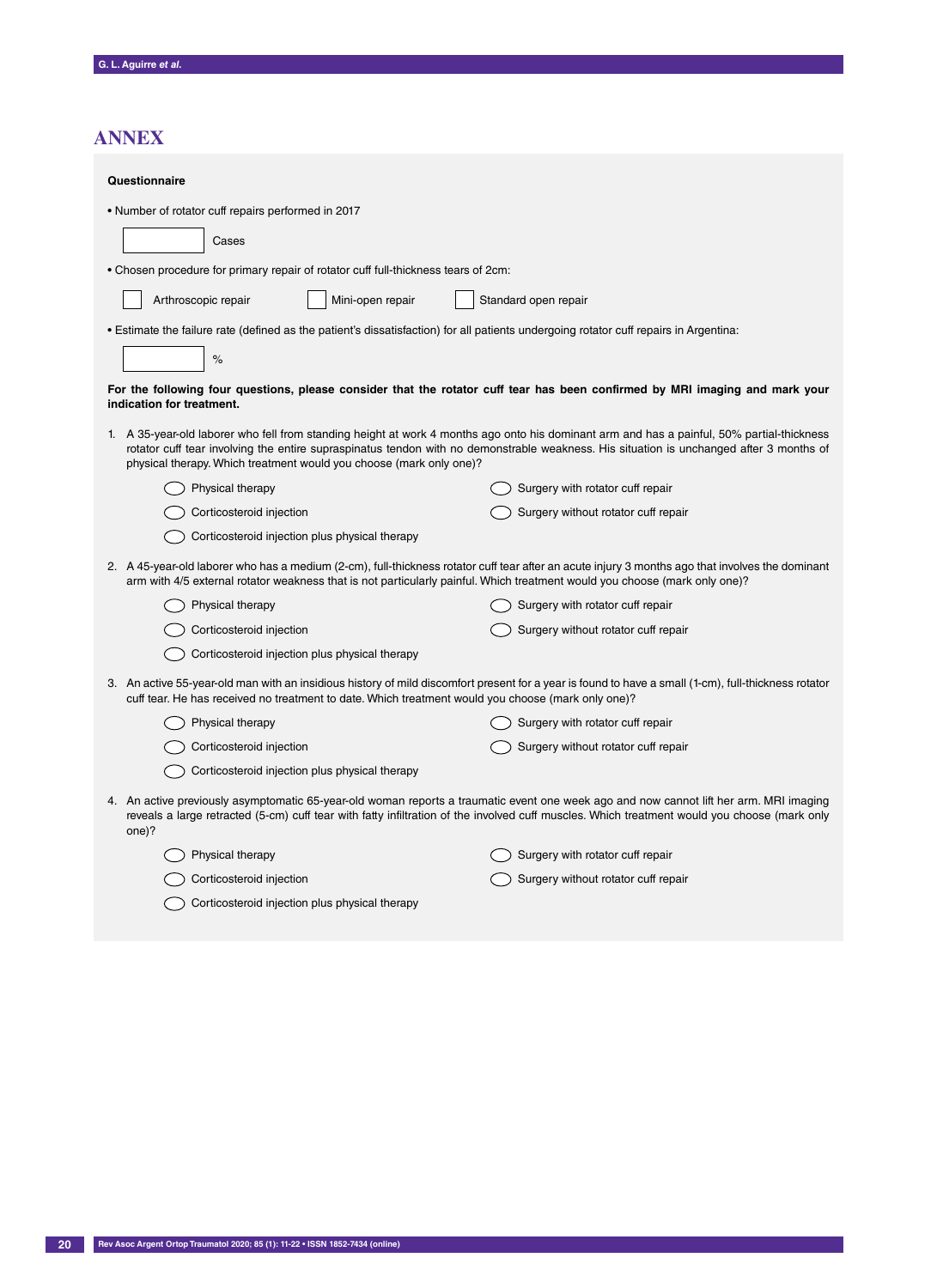# ANNEX

**Questionnaire**

- Number of rotator cuff repairs performed in 2017

[ ] Cases

- Chosen procedure for primary repair of rotator cuff full-thickness tears of 2cm:

[ ] Arthroscopic repair [ ] Mini-open repair [ ] Standard open repair

- Estimate the failure rate (defined as the patient's dissatisfaction) for all patients undergoing rotator cuff repairs in Argentina:

[ ] %

**For the following four questions, please consider that the rotator cuff tear has been confirmed by MRI imaging and mark your indication for treatment.**

1. A 35-year-old laborer who fell from standing height at work 4 months ago onto his dominant arm and has a painful, 50% partial-thickness rotator cuff tear involving the entire supraspinatus tendon with no demonstrable weakness. His situation is unchanged after 3 months of physical therapy. Which treatment would you choose (mark only one)?

   - ◯ Physical therapy
   - ◯ Corticosteroid injection
   - ◯ Corticosteroid injection plus physical therapy
   - ◯ Surgery with rotator cuff repair
   - ◯ Surgery without rotator cuff repair

2. A 45-year-old laborer who has a medium (2-cm), full-thickness rotator cuff tear after an acute injury 3 months ago that involves the dominant arm with 4/5 external rotator weakness that is not particularly painful. Which treatment would you choose (mark only one)?

   - ◯ Physical therapy
   - ◯ Corticosteroid injection
   - ◯ Corticosteroid injection plus physical therapy
   - ◯ Surgery with rotator cuff repair
   - ◯ Surgery without rotator cuff repair

3. An active 55-year-old man with an insidious history of mild discomfort present for a year is found to have a small (1-cm), full-thickness rotator cuff tear. He has received no treatment to date. Which treatment would you choose (mark only one)?

   - ◯ Physical therapy
   - ◯ Corticosteroid injection
   - ◯ Corticosteroid injection plus physical therapy
   - ◯ Surgery with rotator cuff repair
   - ◯ Surgery without rotator cuff repair

4. An active previously asymptomatic 65-year-old woman reports a traumatic event one week ago and now cannot lift her arm. MRI imaging reveals a large retracted (5-cm) cuff tear with fatty infiltration of the involved cuff muscles. Which treatment would you choose (mark only one)?

   - ◯ Physical therapy
   - ◯ Corticosteroid injection
   - ◯ Corticosteroid injection plus physical therapy
   - ◯ Surgery with rotator cuff repair
   - ◯ Surgery without rotator cuff repair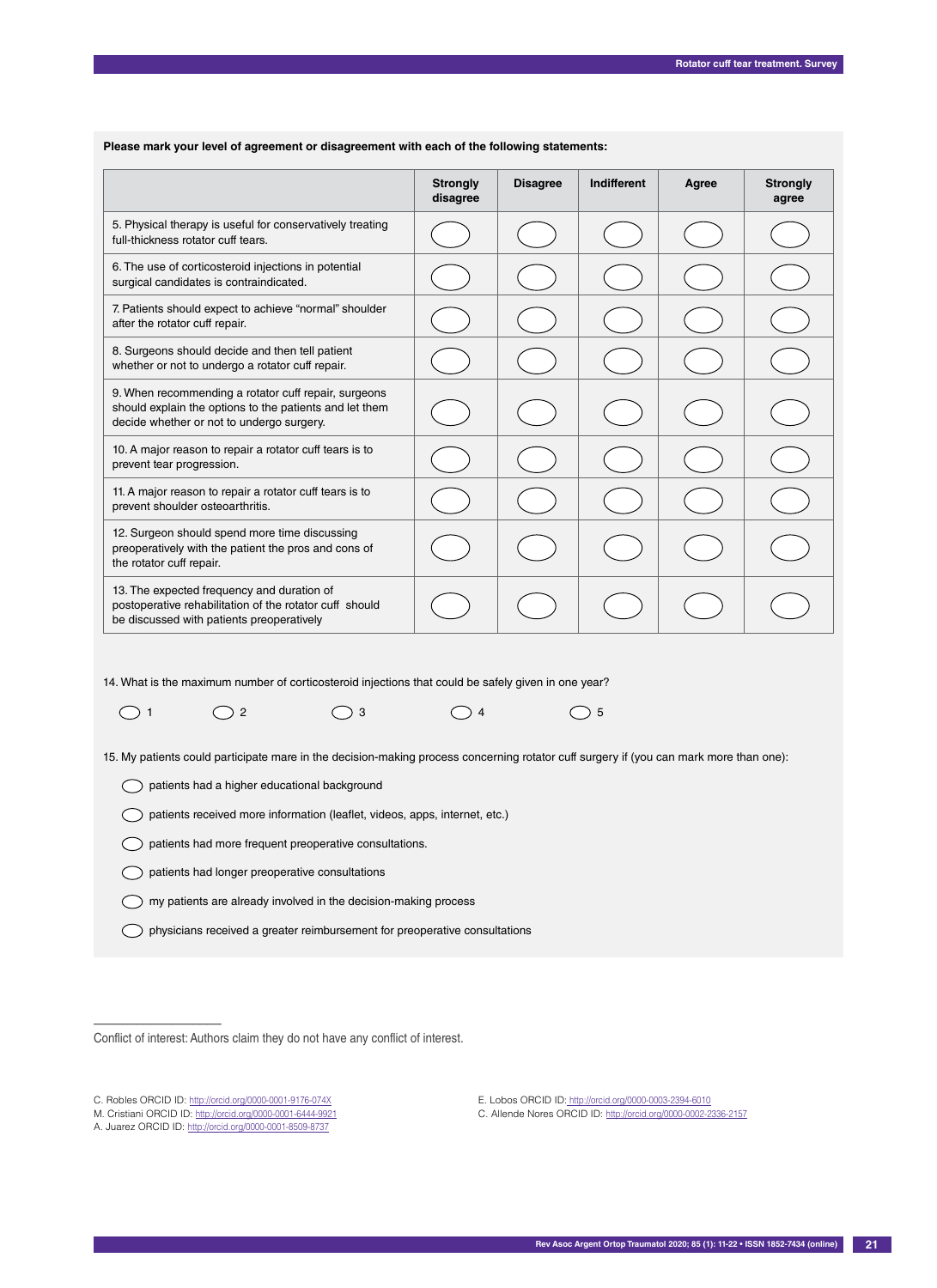**Please mark your level of agreement or disagreement with each of the following statements:**

| | Strongly disagree | Disagree | Indifferent | Agree | Strongly agree |
|---|---|---|---|---|---|
| 5. Physical therapy is useful for conservatively treating full-thickness rotator cuff tears. | ◯ | ◯ | ◯ | ◯ | ◯ |
| 6. The use of corticosteroid injections in potential surgical candidates is contraindicated. | ◯ | ◯ | ◯ | ◯ | ◯ |
| 7. Patients should expect to achieve "normal" shoulder after the rotator cuff repair. | ◯ | ◯ | ◯ | ◯ | ◯ |
| 8. Surgeons should decide and then tell patient whether or not to undergo a rotator cuff repair. | ◯ | ◯ | ◯ | ◯ | ◯ |
| 9. When recommending a rotator cuff repair, surgeons should explain the options to the patients and let them decide whether or not to undergo surgery. | ◯ | ◯ | ◯ | ◯ | ◯ |
| 10. A major reason to repair a rotator cuff tears is to prevent tear progression. | ◯ | ◯ | ◯ | ◯ | ◯ |
| 11. A major reason to repair a rotator cuff tears is to prevent shoulder osteoarthritis. | ◯ | ◯ | ◯ | ◯ | ◯ |
| 12. Surgeon should spend more time discussing preoperatively with the patient the pros and cons of the rotator cuff repair. | ◯ | ◯ | ◯ | ◯ | ◯ |
| 13. The expected frequency and duration of postoperative rehabilitation of the rotator cuff should be discussed with patients preoperatively | ◯ | ◯ | ◯ | ◯ | ◯ |

14. What is the maximum number of corticosteroid injections that could be safely given in one year?

◯ 1   ◯ 2   ◯ 3   ◯ 4   ◯ 5

15. My patients could participate mare in the decision-making process concerning rotator cuff surgery if (you can mark more than one):

- ◯ patients had a higher educational background
- ◯ patients received more information (leaflet, videos, apps, internet, etc.)
- ◯ patients had more frequent preoperative consultations.
- ◯ patients had longer preoperative consultations
- ◯ my patients are already involved in the decision-making process
- ◯ physicians received a greater reimbursement for preoperative consultations

---

Conflict of interest: Authors claim they do not have any conflict of interest.

C. Robles ORCID ID: http://orcid.org/0000-0001-9176-074X
M. Cristiani ORCID ID: http://orcid.org/0000-0001-6444-9921
A. Juarez ORCID ID: http://orcid.org/0000-0001-8509-8737
E. Lobos ORCID ID: http://orcid.org/0000-0003-2394-6010
C. Allende Nores ORCID ID: http://orcid.org/0000-0002-2336-2157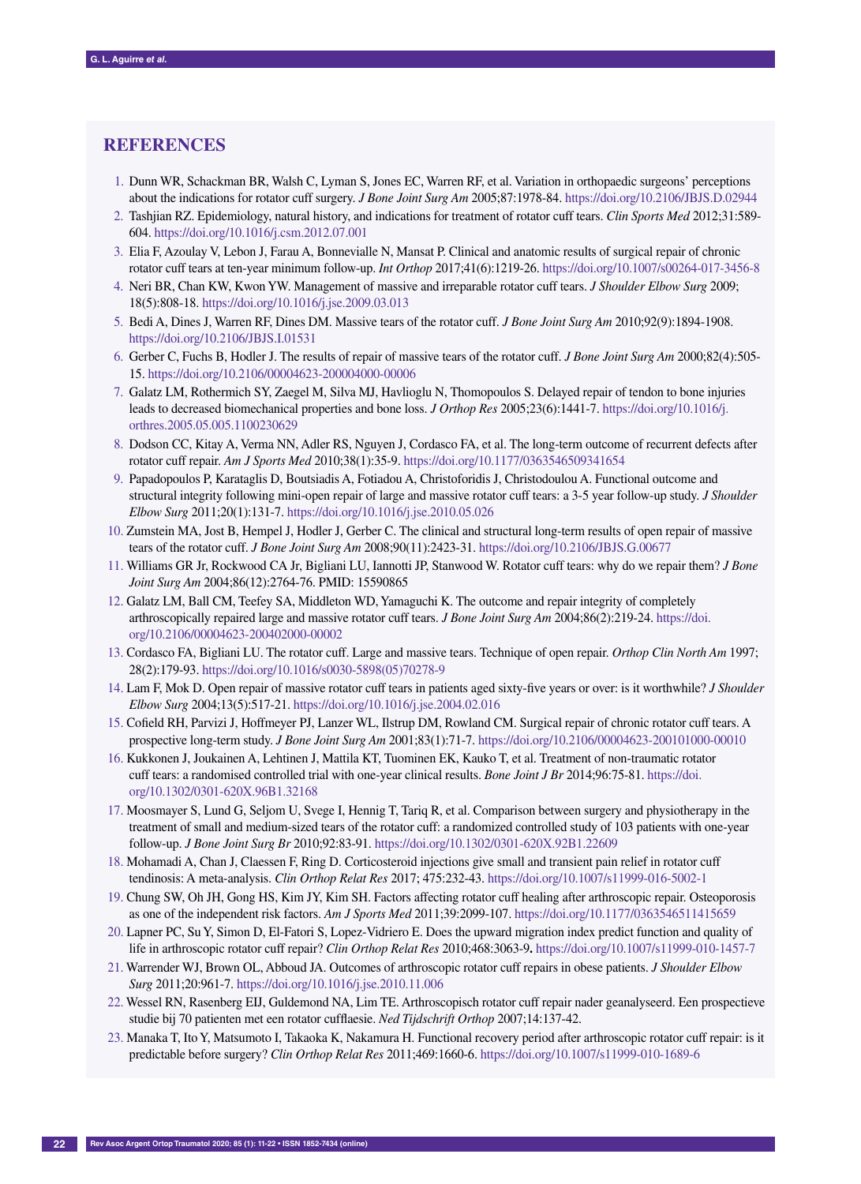## REFERENCES

1. Dunn WR, Schackman BR, Walsh C, Lyman S, Jones EC, Warren RF, et al. Variation in orthopaedic surgeons' perceptions about the indications for rotator cuff surgery. *J Bone Joint Surg Am* 2005;87:1978-84. https://doi.org/10.2106/JBJS.D.02944
2. Tashjian RZ. Epidemiology, natural history, and indications for treatment of rotator cuff tears. *Clin Sports Med* 2012;31:589-604. https://doi.org/10.1016/j.csm.2012.07.001
3. Elia F, Azoulay V, Lebon J, Farau A, Bonnevialle N, Mansat P. Clinical and anatomic results of surgical repair of chronic rotator cuff tears at ten-year minimum follow-up. *Int Orthop* 2017;41(6):1219-26. https://doi.org/10.1007/s00264-017-3456-8
4. Neri BR, Chan KW, Kwon YW. Management of massive and irreparable rotator cuff tears. *J Shoulder Elbow Surg* 2009; 18(5):808-18. https://doi.org/10.1016/j.jse.2009.03.013
5. Bedi A, Dines J, Warren RF, Dines DM. Massive tears of the rotator cuff. *J Bone Joint Surg Am* 2010;92(9):1894-1908. https://doi.org/10.2106/JBJS.I.01531
6. Gerber C, Fuchs B, Hodler J. The results of repair of massive tears of the rotator cuff. *J Bone Joint Surg Am* 2000;82(4):505-15. https://doi.org/10.2106/00004623-200004000-00006
7. Galatz LM, Rothermich SY, Zaegel M, Silva MJ, Havlioglu N, Thomopoulos S. Delayed repair of tendon to bone injuries leads to decreased biomechanical properties and bone loss. *J Orthop Res* 2005;23(6):1441-7. https://doi.org/10.1016/j.orthres.2005.05.005.1100230629
8. Dodson CC, Kitay A, Verma NN, Adler RS, Nguyen J, Cordasco FA, et al. The long-term outcome of recurrent defects after rotator cuff repair. *Am J Sports Med* 2010;38(1):35-9. https://doi.org/10.1177/0363546509341654
9. Papadopoulos P, Karataglis D, Boutsiadis A, Fotiadou A, Christoforidis J, Christodoulou A. Functional outcome and structural integrity following mini-open repair of large and massive rotator cuff tears: a 3-5 year follow-up study. *J Shoulder Elbow Surg* 2011;20(1):131-7. https://doi.org/10.1016/j.jse.2010.05.026
10. Zumstein MA, Jost B, Hempel J, Hodler J, Gerber C. The clinical and structural long-term results of open repair of massive tears of the rotator cuff. *J Bone Joint Surg Am* 2008;90(11):2423-31. https://doi.org/10.2106/JBJS.G.00677
11. Williams GR Jr, Rockwood CA Jr, Bigliani LU, Iannotti JP, Stanwood W. Rotator cuff tears: why do we repair them? *J Bone Joint Surg Am* 2004;86(12):2764-76. PMID: 15590865
12. Galatz LM, Ball CM, Teefey SA, Middleton WD, Yamaguchi K. The outcome and repair integrity of completely arthroscopically repaired large and massive rotator cuff tears. *J Bone Joint Surg Am* 2004;86(2):219-24. https://doi.org/10.2106/00004623-200402000-00002
13. Cordasco FA, Bigliani LU. The rotator cuff. Large and massive tears. Technique of open repair. *Orthop Clin North Am* 1997; 28(2):179-93. https://doi.org/10.1016/s0030-5898(05)70278-9
14. Lam F, Mok D. Open repair of massive rotator cuff tears in patients aged sixty-five years or over: is it worthwhile? *J Shoulder Elbow Surg* 2004;13(5):517-21. https://doi.org/10.1016/j.jse.2004.02.016
15. Cofield RH, Parvizi J, Hoffmeyer PJ, Lanzer WL, Ilstrup DM, Rowland CM. Surgical repair of chronic rotator cuff tears. A prospective long-term study. *J Bone Joint Surg Am* 2001;83(1):71-7. https://doi.org/10.2106/00004623-200101000-00010
16. Kukkonen J, Joukainen A, Lehtinen J, Mattila KT, Tuominen EK, Kauko T, et al. Treatment of non-traumatic rotator cuff tears: a randomised controlled trial with one-year clinical results. *Bone Joint J Br* 2014;96:75-81. https://doi.org/10.1302/0301-620X.96B1.32168
17. Moosmayer S, Lund G, Seljom U, Svege I, Hennig T, Tariq R, et al. Comparison between surgery and physiotherapy in the treatment of small and medium-sized tears of the rotator cuff: a randomized controlled study of 103 patients with one-year follow-up. *J Bone Joint Surg Br* 2010;92:83-91. https://doi.org/10.1302/0301-620X.92B1.22609
18. Mohamadi A, Chan J, Claessen F, Ring D. Corticosteroid injections give small and transient pain relief in rotator cuff tendinosis: A meta-analysis. *Clin Orthop Relat Res* 2017; 475:232-43. https://doi.org/10.1007/s11999-016-5002-1
19. Chung SW, Oh JH, Gong HS, Kim JY, Kim SH. Factors affecting rotator cuff healing after arthroscopic repair. Osteoporosis as one of the independent risk factors. *Am J Sports Med* 2011;39:2099-107. https://doi.org/10.1177/0363546511415659
20. Lapner PC, Su Y, Simon D, El-Fatori S, Lopez-Vidriero E. Does the upward migration index predict function and quality of life in arthroscopic rotator cuff repair? *Clin Orthop Relat Res* 2010;468:3063-9. https://doi.org/10.1007/s11999-010-1457-7
21. Warrender WJ, Brown OL, Abboud JA. Outcomes of arthroscopic rotator cuff repairs in obese patients. *J Shoulder Elbow Surg* 2011;20:961-7. https://doi.org/10.1016/j.jse.2010.11.006
22. Wessel RN, Rasenberg EIJ, Guldemond NA, Lim TE. Arthroscopisch rotator cuff repair nader geanalyseerd. Een prospectieve studie bij 70 patienten met een rotator cufflaesie. *Ned Tijdschrift Orthop* 2007;14:137-42.
23. Manaka T, Ito Y, Matsumoto I, Takaoka K, Nakamura H. Functional recovery period after arthroscopic rotator cuff repair: is it predictable before surgery? *Clin Orthop Relat Res* 2011;469:1660-6. https://doi.org/10.1007/s11999-010-1689-6